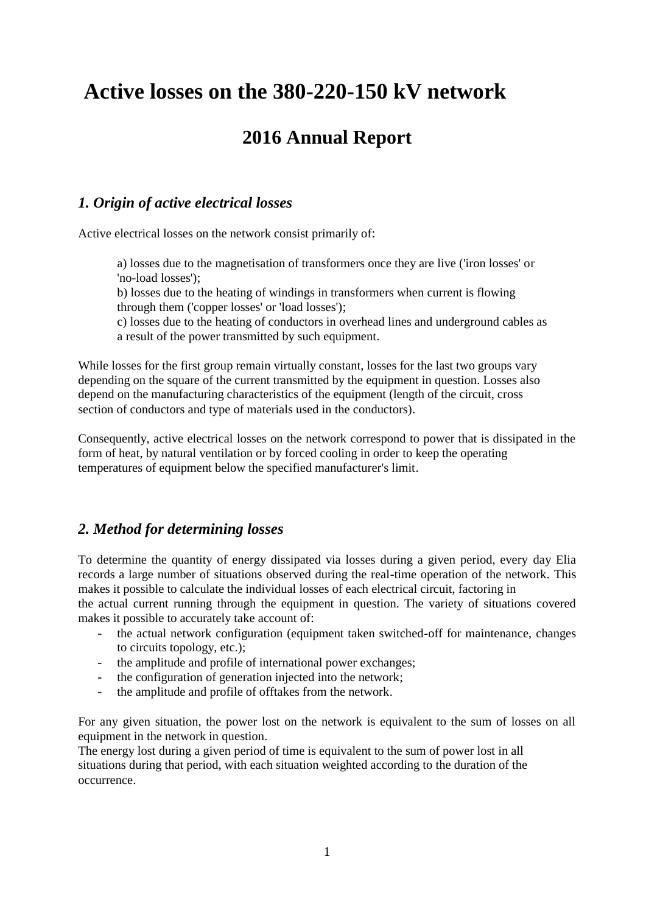# Active losses on the 380-220-150 kV network

## 2016 Annual Report

### *1. Origin of active electrical losses*

Active electrical losses on the network consist primarily of:

a) losses due to the magnetisation of transformers once they are live ('iron losses' or 'no-load losses');
b) losses due to the heating of windings in transformers when current is flowing through them ('copper losses' or 'load losses');
c) losses due to the heating of conductors in overhead lines and underground cables as a result of the power transmitted by such equipment.

While losses for the first group remain virtually constant, losses for the last two groups vary depending on the square of the current transmitted by the equipment in question. Losses also depend on the manufacturing characteristics of the equipment (length of the circuit, cross section of conductors and type of materials used in the conductors).

Consequently, active electrical losses on the network correspond to power that is dissipated in the form of heat, by natural ventilation or by forced cooling in order to keep the operating temperatures of equipment below the specified manufacturer's limit.

### *2. Method for determining losses*

To determine the quantity of energy dissipated via losses during a given period, every day Elia records a large number of situations observed during the real-time operation of the network. This makes it possible to calculate the individual losses of each electrical circuit, factoring in the actual current running through the equipment in question. The variety of situations covered makes it possible to accurately take account of:

- the actual network configuration (equipment taken switched-off for maintenance, changes to circuits topology, etc.);
- the amplitude and profile of international power exchanges;
- the configuration of generation injected into the network;
- the amplitude and profile of offtakes from the network.

For any given situation, the power lost on the network is equivalent to the sum of losses on all equipment in the network in question.
The energy lost during a given period of time is equivalent to the sum of power lost in all situations during that period, with each situation weighted according to the duration of the occurrence.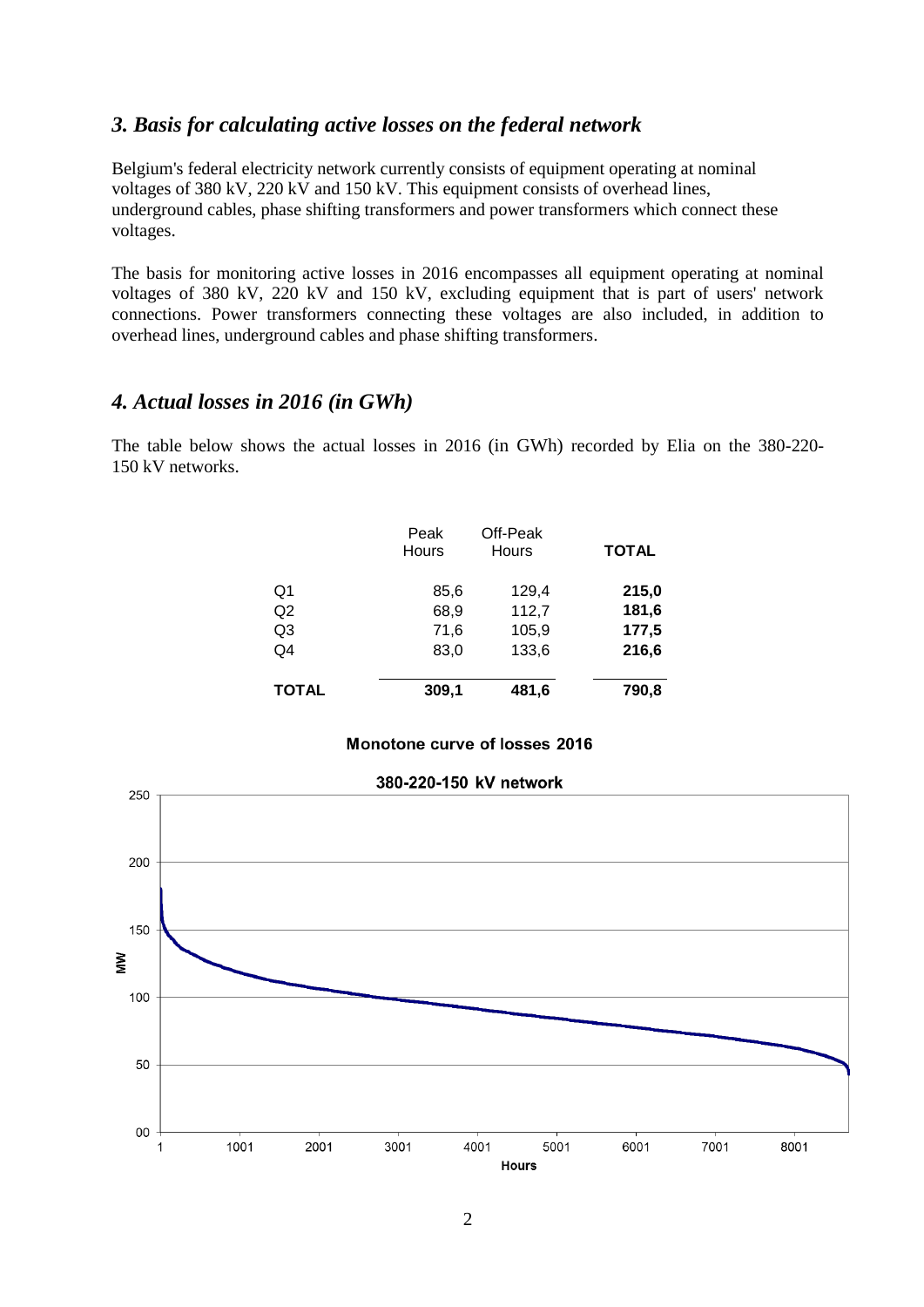## *3. Basis for calculating active losses on the federal network*

Belgium's federal electricity network currently consists of equipment operating at nominal voltages of 380 kV, 220 kV and 150 kV. This equipment consists of overhead lines, underground cables, phase shifting transformers and power transformers which connect these voltages.

The basis for monitoring active losses in 2016 encompasses all equipment operating at nominal voltages of 380 kV, 220 kV and 150 kV, excluding equipment that is part of users' network connections. Power transformers connecting these voltages are also included, in addition to overhead lines, underground cables and phase shifting transformers.

## *4. Actual losses in 2016 (in GWh)*

The table below shows the actual losses in 2016 (in GWh) recorded by Elia on the 380-220-150 kV networks.

| | Peak Hours | Off-Peak Hours | **TOTAL** |
|---|---|---|---|
| Q1 | 85,6 | 129,4 | **215,0** |
| Q2 | 68,9 | 112,7 | **181,6** |
| Q3 | 71,6 | 105,9 | **177,5** |
| Q4 | 83,0 | 133,6 | **216,6** |
| **TOTAL** | **309,1** | **481,6** | **790,8** |

**Monotone curve of losses 2016**

**380-220-150 kV network**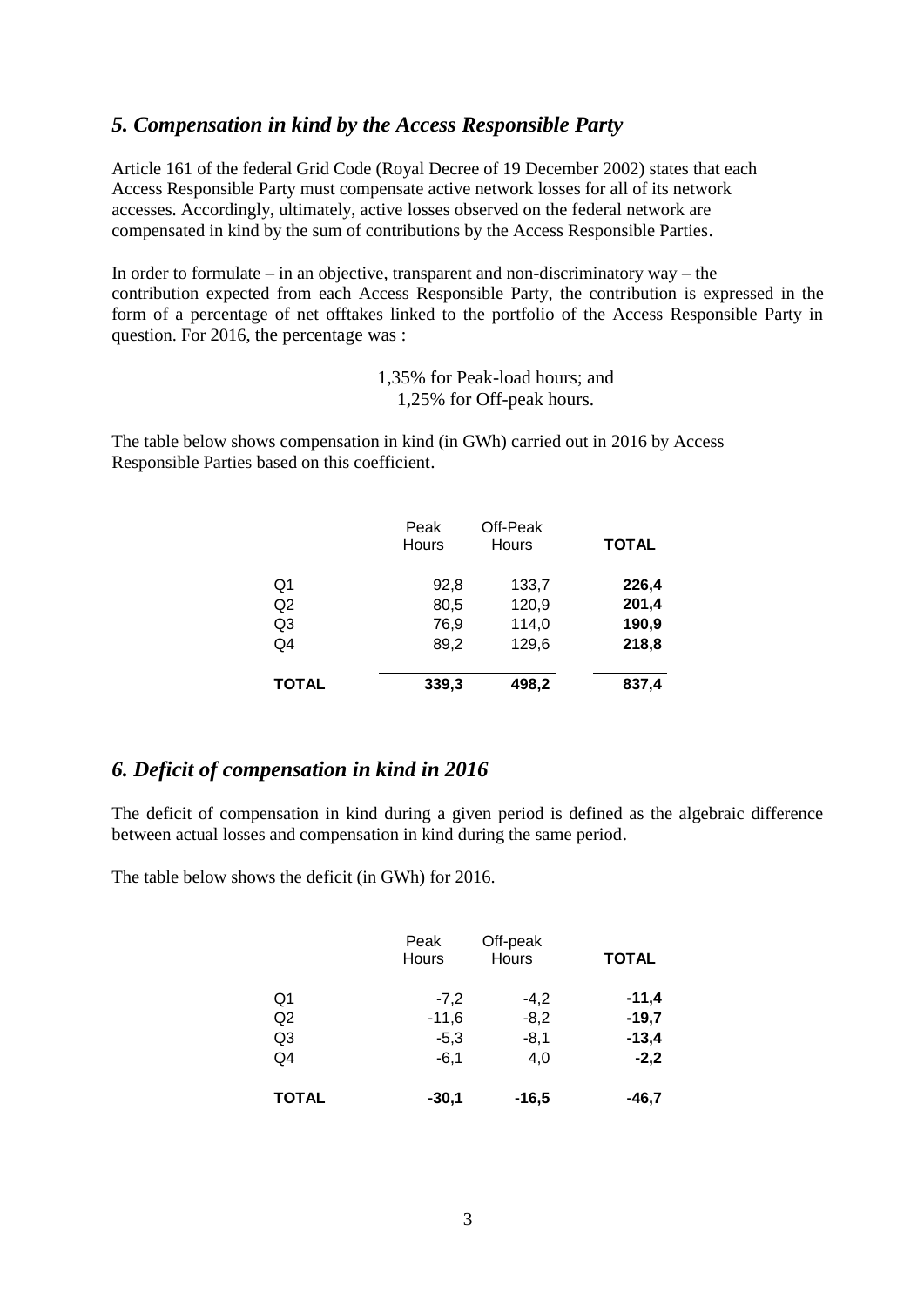## *5. Compensation in kind by the Access Responsible Party*

Article 161 of the federal Grid Code (Royal Decree of 19 December 2002) states that each Access Responsible Party must compensate active network losses for all of its network accesses. Accordingly, ultimately, active losses observed on the federal network are compensated in kind by the sum of contributions by the Access Responsible Parties.

In order to formulate – in an objective, transparent and non-discriminatory way – the contribution expected from each Access Responsible Party, the contribution is expressed in the form of a percentage of net offtakes linked to the portfolio of the Access Responsible Party in question. For 2016, the percentage was :

1,35% for Peak-load hours; and
1,25% for Off-peak hours.

The table below shows compensation in kind (in GWh) carried out in 2016 by Access Responsible Parties based on this coefficient.

| | Peak Hours | Off-Peak Hours | **TOTAL** |
|---|---|---|---|
| Q1 | 92,8 | 133,7 | **226,4** |
| Q2 | 80,5 | 120,9 | **201,4** |
| Q3 | 76,9 | 114,0 | **190,9** |
| Q4 | 89,2 | 129,6 | **218,8** |
| **TOTAL** | **339,3** | **498,2** | **837,4** |

## *6. Deficit of compensation in kind in 2016*

The deficit of compensation in kind during a given period is defined as the algebraic difference between actual losses and compensation in kind during the same period.

The table below shows the deficit (in GWh) for 2016.

| | Peak Hours | Off-peak Hours | **TOTAL** |
|---|---|---|---|
| Q1 | -7,2 | -4,2 | **-11,4** |
| Q2 | -11,6 | -8,2 | **-19,7** |
| Q3 | -5,3 | -8,1 | **-13,4** |
| Q4 | -6,1 | 4,0 | **-2,2** |
| **TOTAL** | **-30,1** | **-16,5** | **-46,7** |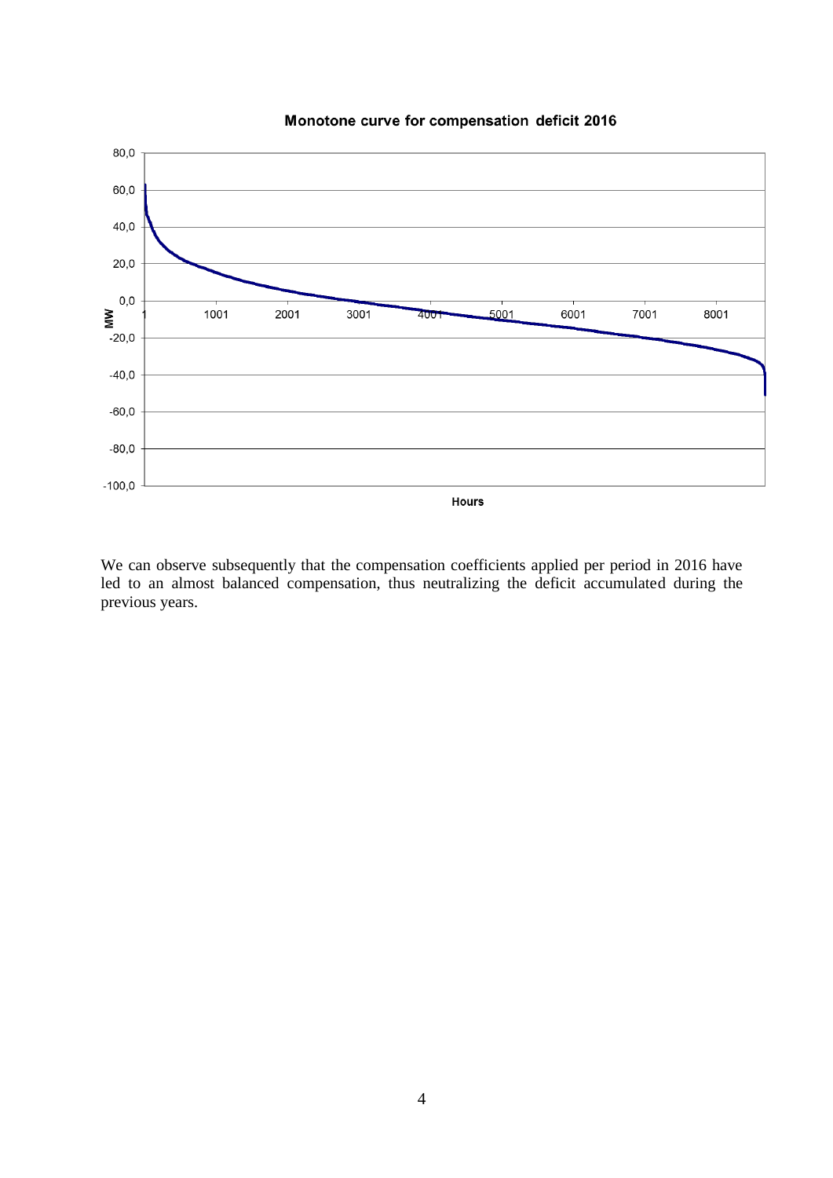Monotone curve for compensation deficit 2016

80,0
60,0
40,0
20,0
0,0
-20,0
-40,0
-60,0
-80,0
-100,0

MW

1
1001
2001
3001
4001
5001
6001
7001
8001

Hours

We can observe subsequently that the compensation coefficients applied per period in 2016 have led to an almost balanced compensation, thus neutralizing the deficit accumulated during the previous years.